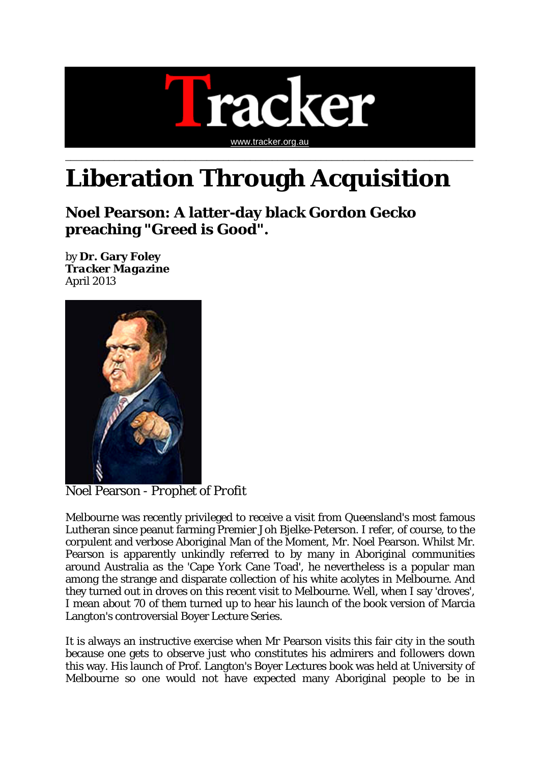# Tracker

www.tracker.org.au

# Liberation Through Acquisition

## Noel Pearson: A latter-day black Gordon Gecko preaching "Greed is Good".

by **Dr. Gary Foley**
***Tracker Magazine***
April 2013

Noel Pearson - *Prophet of Profit*

Melbourne was recently privileged to receive a visit from Queensland's most famous Lutheran since peanut farming Premier Joh Bjelke-Peterson. I refer, of course, to the corpulent and verbose Aboriginal Man of the Moment, Mr. Noel Pearson. Whilst Mr. Pearson is apparently unkindly referred to by many in Aboriginal communities around Australia as the 'Cape York Cane Toad', he nevertheless is a popular man among the strange and disparate collection of his white acolytes in Melbourne. And they turned out in droves on this recent visit to Melbourne. Well, when I say 'droves', I mean about 70 of them turned up to hear his launch of the book version of Marcia Langton's controversial Boyer Lecture Series.

It is always an instructive exercise when Mr Pearson visits this fair city in the south because one gets to observe just who constitutes his admirers and followers down this way. His launch of Prof. Langton's Boyer Lectures book was held at University of Melbourne so one would not have expected many Aboriginal people to be in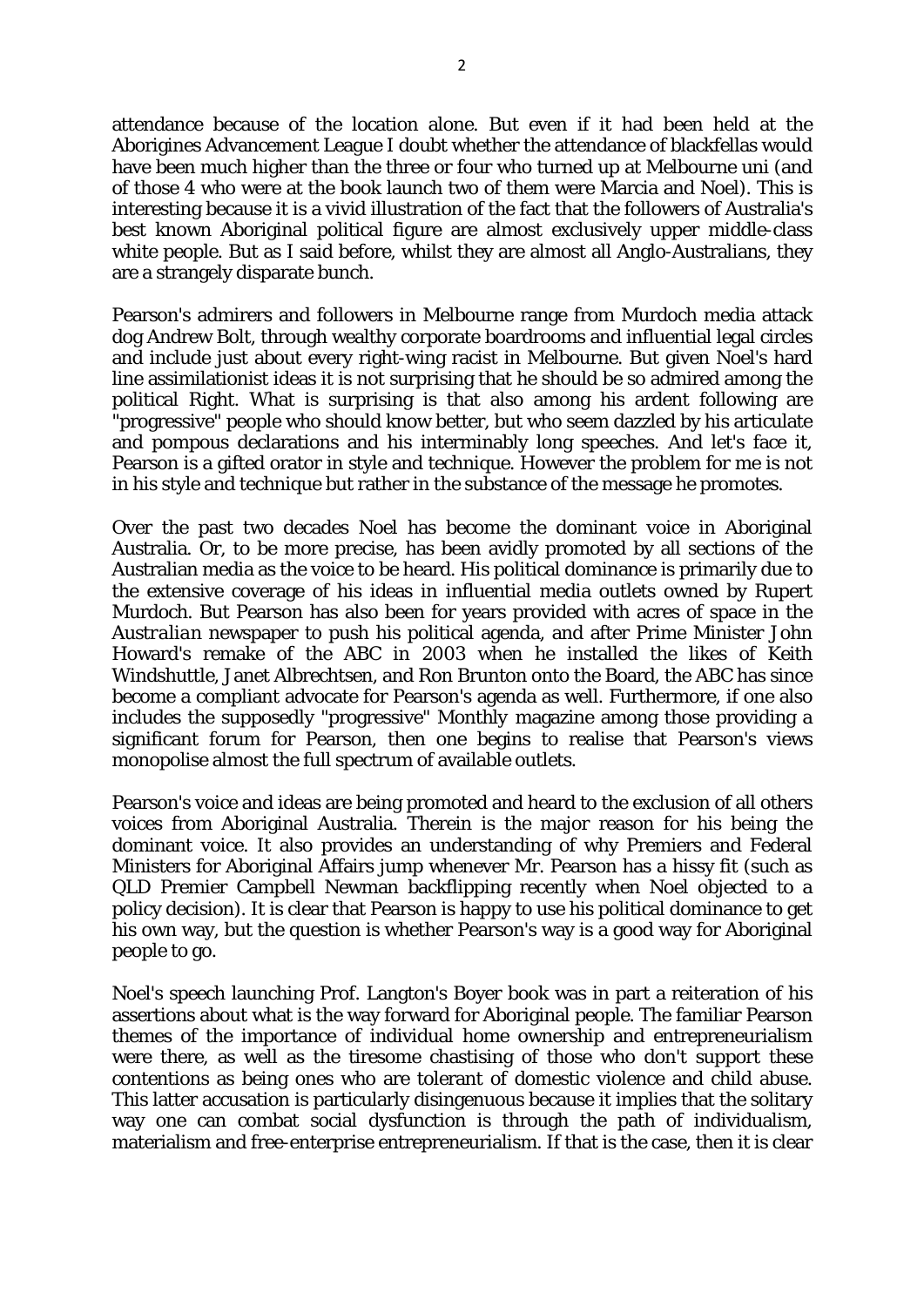attendance because of the location alone. But even if it had been held at the Aborigines Advancement League I doubt whether the attendance of blackfellas would have been much higher than the three or four who turned up at Melbourne uni (and of those 4 who were at the book launch two of them were Marcia and Noel). This is interesting because it is a vivid illustration of the fact that the followers of Australia's best known Aboriginal political figure are almost exclusively upper middle-class white people. But as I said before, whilst they are almost all Anglo-Australians, they are a strangely disparate bunch.

Pearson's admirers and followers in Melbourne range from Murdoch media attack dog Andrew Bolt, through wealthy corporate boardrooms and influential legal circles and include just about every right-wing racist in Melbourne. But given Noel's hard line assimilationist ideas it is not surprising that he should be so admired among the political Right. What is surprising is that also among his ardent following are "progressive" people who should know better, but who seem dazzled by his articulate and pompous declarations and his interminably long speeches. And let's face it, Pearson is a gifted orator in style and technique. However the problem for me is not in his style and technique but rather in the substance of the message he promotes.

Over the past two decades Noel has become the dominant voice in Aboriginal Australia. Or, to be more precise, has been avidly promoted by all sections of the Australian media as the voice to be heard. His political dominance is primarily due to the extensive coverage of his ideas in influential media outlets owned by Rupert Murdoch. But Pearson has also been for years provided with acres of space in the *Australian* newspaper to push his political agenda, and after Prime Minister John Howard's remake of the ABC in 2003 when he installed the likes of Keith Windshuttle, Janet Albrechtsen, and Ron Brunton onto the Board, the ABC has since become a compliant advocate for Pearson's agenda as well. Furthermore, if one also includes the supposedly "progressive" Monthly magazine among those providing a significant forum for Pearson, then one begins to realise that Pearson's views monopolise almost the full spectrum of available outlets.

Pearson's voice and ideas are being promoted and heard to the exclusion of all others voices from Aboriginal Australia. Therein is the major reason for his being the dominant voice. It also provides an understanding of why Premiers and Federal Ministers for Aboriginal Affairs jump whenever Mr. Pearson has a hissy fit (such as QLD Premier Campbell Newman backflipping recently when Noel objected to a policy decision). It is clear that Pearson is happy to use his political dominance to get his own way, but the question is whether Pearson's way is a good way for Aboriginal people to go.

Noel's speech launching Prof. Langton's Boyer book was in part a reiteration of his assertions about what is the way forward for Aboriginal people. The familiar Pearson themes of the importance of individual home ownership and entrepreneurialism were there, as well as the tiresome chastising of those who don't support these contentions as being ones who are tolerant of domestic violence and child abuse. This latter accusation is particularly disingenuous because it implies that the solitary way one can combat social dysfunction is through the path of individualism, materialism and free-enterprise entrepreneurialism. If that is the case, then it is clear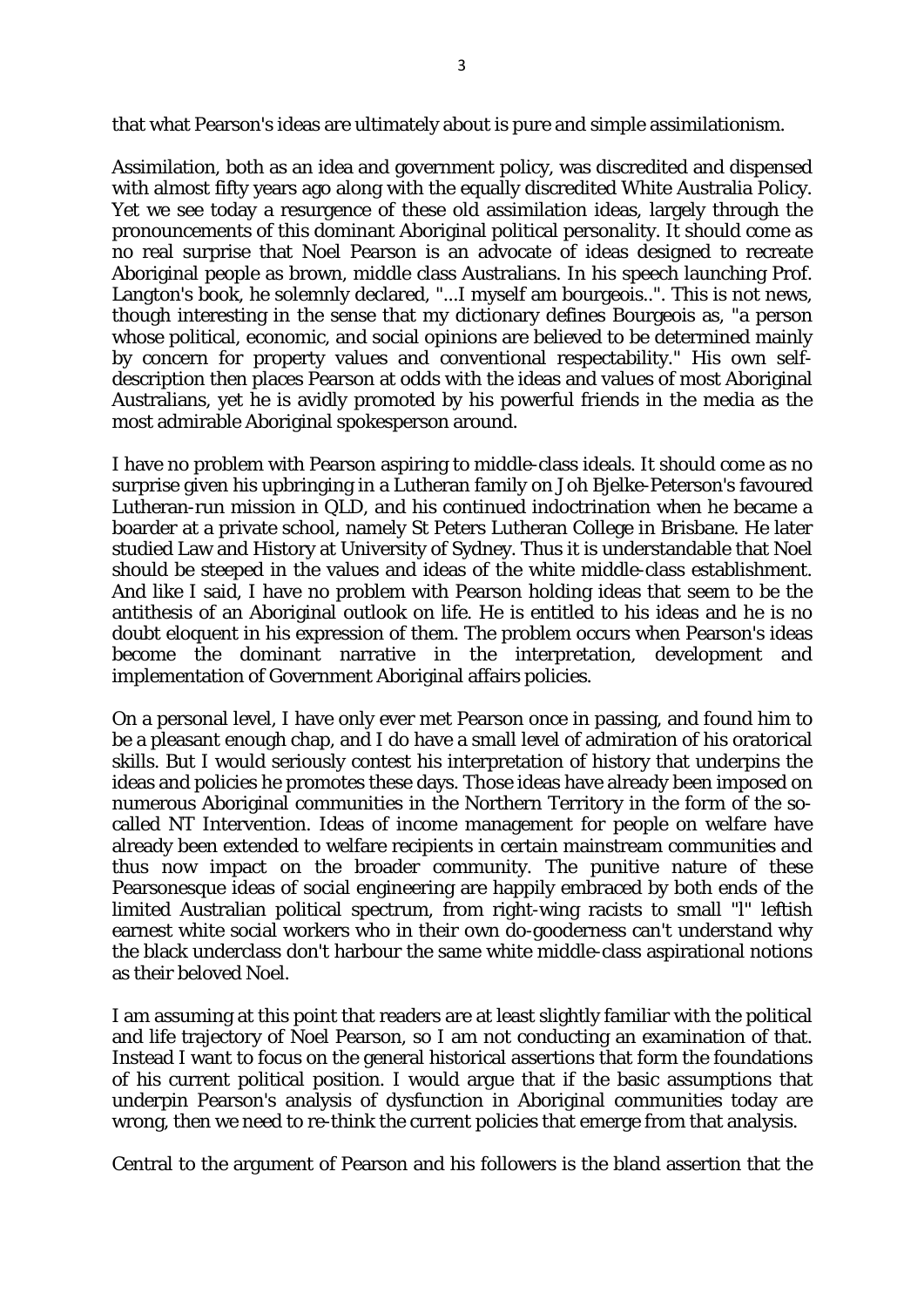that what Pearson's ideas are ultimately about is pure and simple assimilationism.

Assimilation, both as an idea and government policy, was discredited and dispensed with almost fifty years ago along with the equally discredited White Australia Policy. Yet we see today a resurgence of these old assimilation ideas, largely through the pronouncements of this dominant Aboriginal political personality. It should come as no real surprise that Noel Pearson is an advocate of ideas designed to recreate Aboriginal people as brown, middle class Australians. In his speech launching Prof. Langton's book, he solemnly declared, "...I myself am bourgeois..". This is not news, though interesting in the sense that my dictionary defines Bourgeois as, "a person whose political, economic, and social opinions are believed to be determined mainly by concern for property values and conventional respectability." His own self-description then places Pearson at odds with the ideas and values of most Aboriginal Australians, yet he is avidly promoted by his powerful friends in the media as the most admirable Aboriginal spokesperson around.

I have no problem with Pearson aspiring to middle-class ideals. It should come as no surprise given his upbringing in a Lutheran family on Joh Bjelke-Peterson's favoured Lutheran-run mission in QLD, and his continued indoctrination when he became a boarder at a private school, namely St Peters Lutheran College in Brisbane. He later studied Law and History at University of Sydney. Thus it is understandable that Noel should be steeped in the values and ideas of the white middle-class establishment. And like I said, I have no problem with Pearson holding ideas that seem to be the antithesis of an Aboriginal outlook on life. He is entitled to his ideas and he is no doubt eloquent in his expression of them. The problem occurs when Pearson's ideas become the dominant narrative in the interpretation, development and implementation of Government Aboriginal affairs policies.

On a personal level, I have only ever met Pearson once in passing, and found him to be a pleasant enough chap, and I do have a small level of admiration of his oratorical skills. But I would seriously contest his interpretation of history that underpins the ideas and policies he promotes these days. Those ideas have already been imposed on numerous Aboriginal communities in the Northern Territory in the form of the so-called NT Intervention. Ideas of income management for people on welfare have already been extended to welfare recipients in certain mainstream communities and thus now impact on the broader community. The punitive nature of these Pearsonesque ideas of social engineering are happily embraced by both ends of the limited Australian political spectrum, from right-wing racists to small "l" leftish earnest white social workers who in their own do-gooderness can't understand why the black underclass don't harbour the same white middle-class aspirational notions as their beloved Noel.

I am assuming at this point that readers are at least slightly familiar with the political and life trajectory of Noel Pearson, so I am not conducting an examination of that. Instead I want to focus on the general historical assertions that form the foundations of his current political position. I would argue that if the basic assumptions that underpin Pearson's analysis of dysfunction in Aboriginal communities today are wrong, then we need to re-think the current policies that emerge from that analysis.

Central to the argument of Pearson and his followers is the bland assertion that the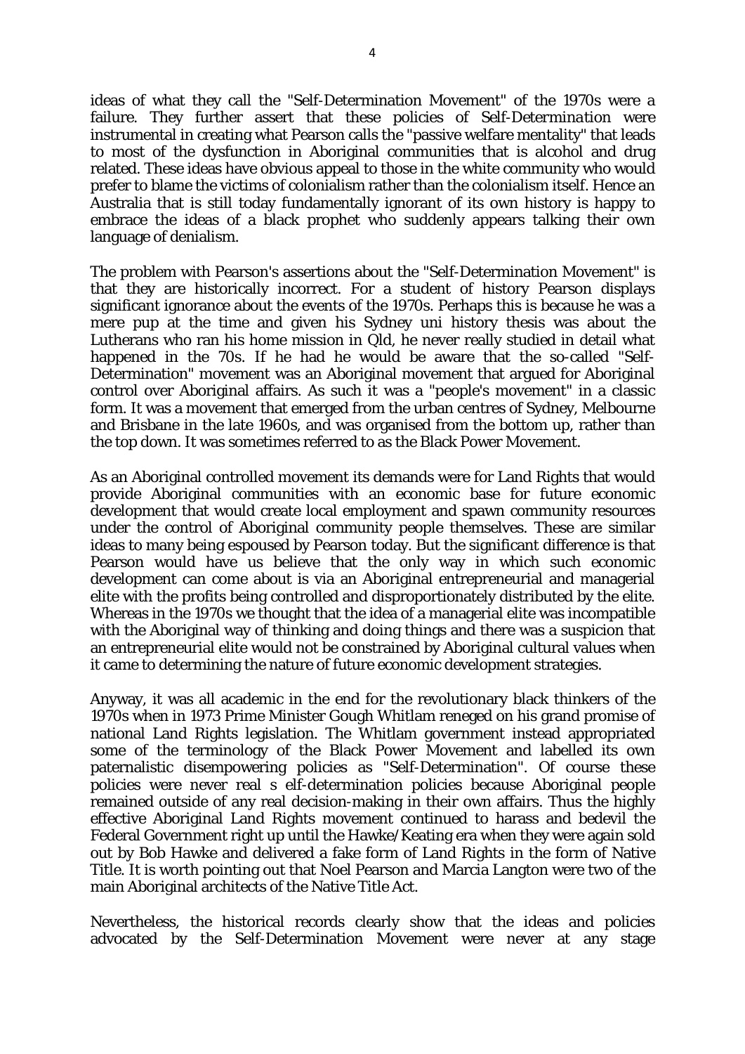ideas of what they call the "Self-Determination Movement" of the 1970s were a failure. They further assert that these policies of Self-Determ*ination* were instrumental in creating what Pearson calls the "passive welfare mentality" that leads to most of the dysfunction in Aboriginal communities that is alcohol and drug related. These ideas have obvious appeal to those in the white community who would prefer to blame the victims of colonialism rather than the colonialism itself. Hence an Australia that is still today fundamentally ignorant of its own history is happy to embrace the ideas of a black prophet who suddenly appears talking their own language of denialism.

The problem with Pearson's assertions about the "Self-Determination Movement" is that they are historically incorrect. For a student of history Pearson displays significant ignorance about the events of the 1970s. Perhaps this is because he was a mere pup at the time and given his Sydney uni history thesis was about the Lutherans who ran his home mission in Qld, he never really studied in detail what happened in the 70s. If he had he would be aware that the so-called "Self-Determination" movement was an Aboriginal movement that argued for Aboriginal control over Aboriginal affairs. As such it was a "people's movement" in a classic form. It was a movement that emerged from the urban centres of Sydney, Melbourne and Brisbane in the late 1960s, and was organised from the bottom up, rather than the top down. It was sometimes referred to as the Black Power Movement.

As an Aboriginal controlled movement its demands were for Land Rights that would provide Aboriginal communities with an economic base for future economic development that would create local employment and spawn community resources under the control of Aboriginal community people themselves. These are similar ideas to many being espoused by Pearson today. But the significant difference is that Pearson would have us believe that the only way in which such economic development can come about is via an Aboriginal entrepreneurial and managerial elite with the profits being controlled and disproportionately distributed by the elite. Whereas in the 1970s we thought that the idea of a managerial elite was incompatible with the Aboriginal way of thinking and doing things and there was a suspicion that an entrepreneurial elite would not be constrained by Aboriginal cultural values when it came to determining the nature of future economic development strategies.

Anyway, it was all academic in the end for the revolutionary black thinkers of the 1970s when in 1973 Prime Minister Gough Whitlam reneged on his grand promise of national Land Rights legislation. The Whitlam government instead appropriated some of the terminology of the Black Power Movement and labelled its own paternalistic disempowering policies as "Self-Determination". Of course these policies were never real s elf-determination policies because Aboriginal people remained outside of any real decision-making in their own affairs. Thus the highly effective Aboriginal Land Rights movement continued to harass and bedevil the Federal Government right up until the Hawke/Keating era when they were again sold out by Bob Hawke and delivered a fake form of Land Rights in the form of Native Title. It is worth pointing out that Noel Pearson and Marcia Langton were two of the main Aboriginal architects of the Native Title Act.

Nevertheless, the historical records clearly show that the ideas and policies advocated by the Self-Determination Movement were never at any stage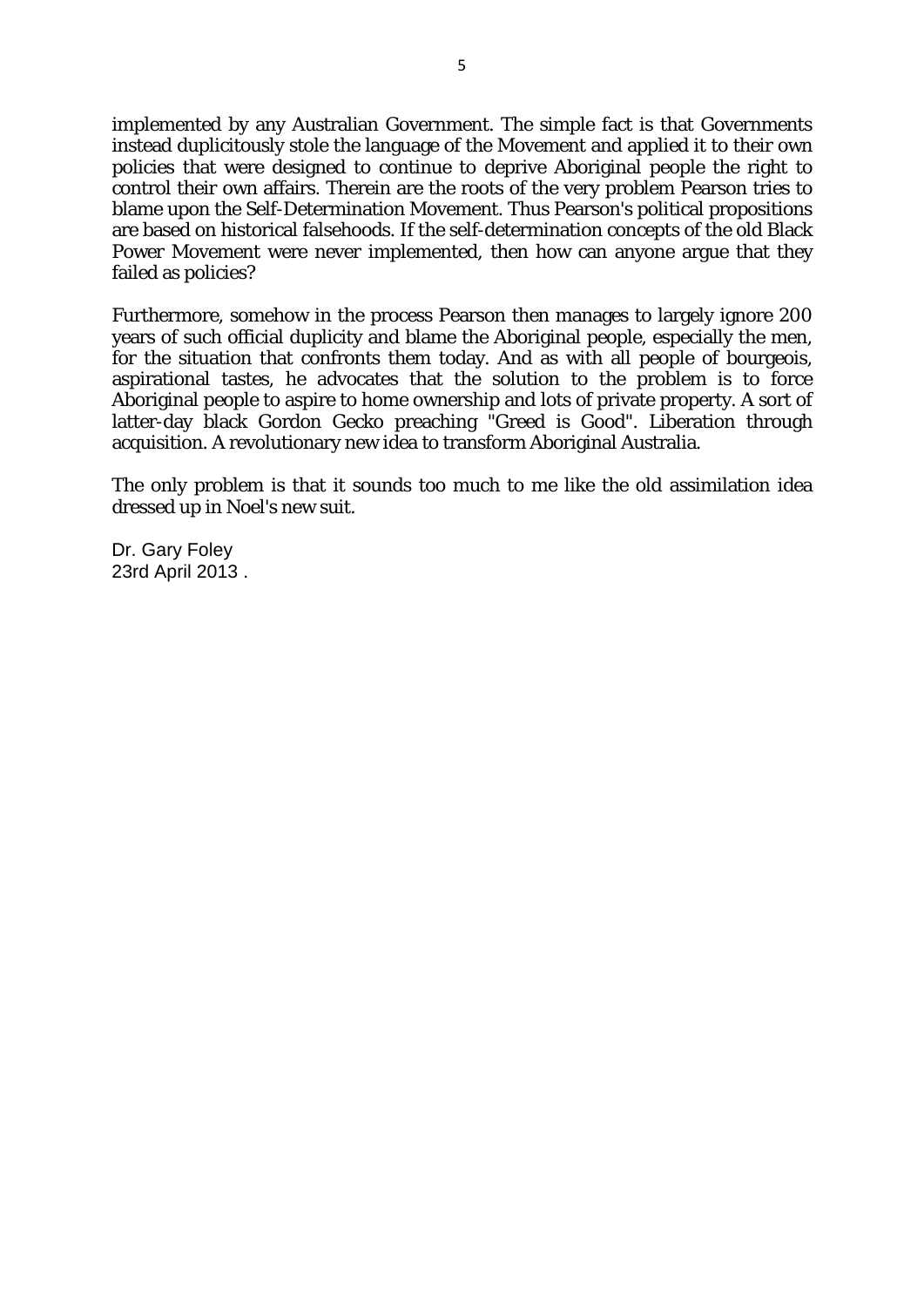implemented by any Australian Government. The simple fact is that Governments instead duplicitously stole the language of the Movement and applied it to their own policies that were designed to continue to deprive Aboriginal people the right to control their own affairs. Therein are the roots of the very problem Pearson tries to blame upon the Self-Determination Movement. Thus Pearson's political propositions are based on historical falsehoods. If the self-determination concepts of the old Black Power Movement were never implemented, then how can anyone argue that they failed as policies?

Furthermore, somehow in the process Pearson then manages to largely ignore 200 years of such official duplicity and blame the Aboriginal people, especially the men, for the situation that confronts them today. And as with all people of bourgeois, aspirational tastes, he advocates that the solution to the problem is to force Aboriginal people to aspire to home ownership and lots of private property. A sort of latter-day black Gordon Gecko preaching "Greed is Good". Liberation through acquisition. A revolutionary new idea to transform Aboriginal Australia.

The only problem is that it sounds too much to me like the old assimilation idea dressed up in Noel's new suit.

Dr. Gary Foley
23rd April 2013 .